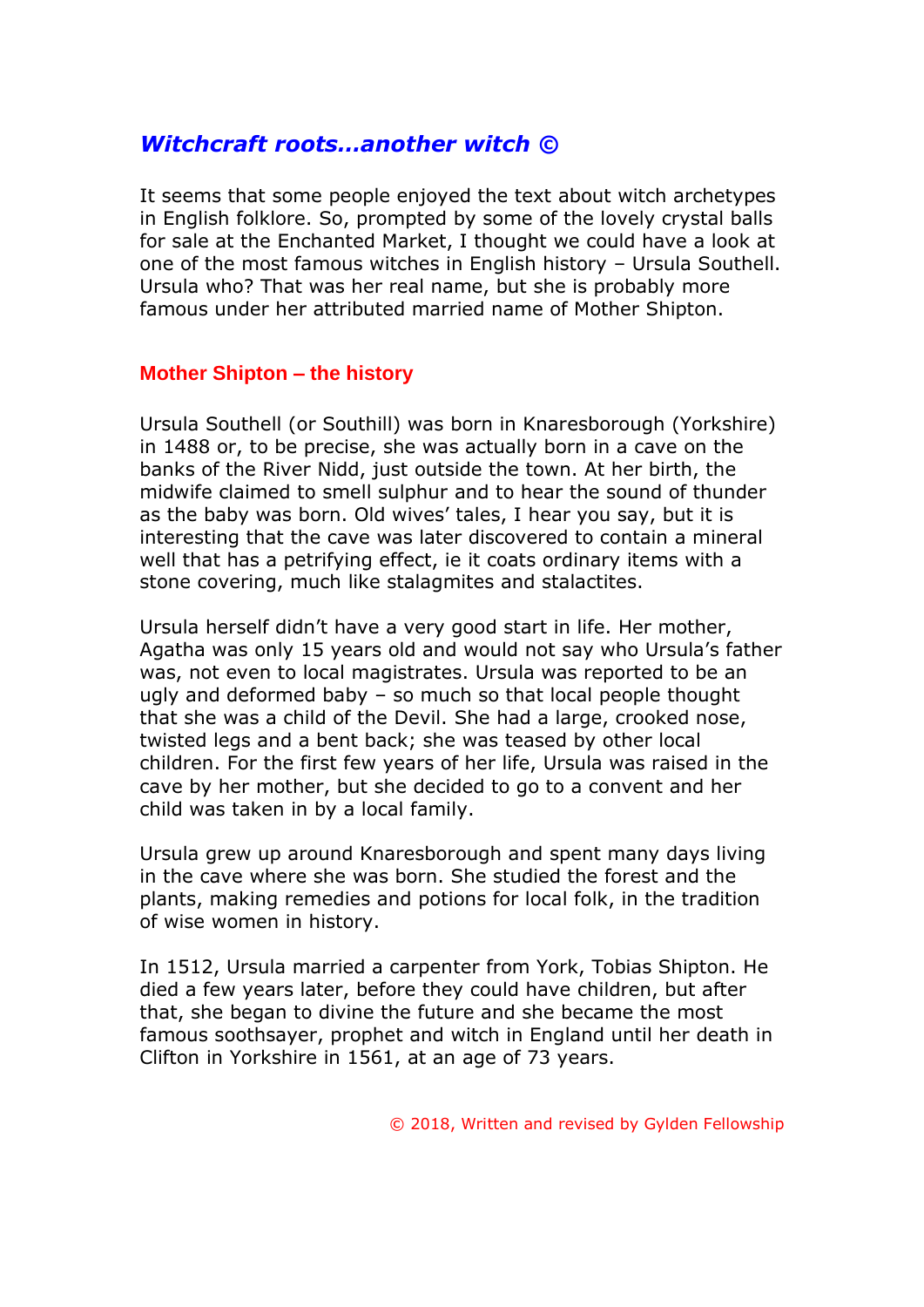# *Witchcraft roots…another witch ©*

It seems that some people enjoyed the text about witch archetypes in English folklore. So, prompted by some of the lovely crystal balls for sale at the Enchanted Market, I thought we could have a look at one of the most famous witches in English history – Ursula Southell. Ursula who? That was her real name, but she is probably more famous under her attributed married name of Mother Shipton.

## Mother Shipton – the history

Ursula Southell (or Southill) was born in Knaresborough (Yorkshire) in 1488 or, to be precise, she was actually born in a cave on the banks of the River Nidd, just outside the town. At her birth, the midwife claimed to smell sulphur and to hear the sound of thunder as the baby was born. Old wives' tales, I hear you say, but it is interesting that the cave was later discovered to contain a mineral well that has a petrifying effect, ie it coats ordinary items with a stone covering, much like stalagmites and stalactites.

Ursula herself didn't have a very good start in life. Her mother, Agatha was only 15 years old and would not say who Ursula's father was, not even to local magistrates. Ursula was reported to be an ugly and deformed baby – so much so that local people thought that she was a child of the Devil. She had a large, crooked nose, twisted legs and a bent back; she was teased by other local children. For the first few years of her life, Ursula was raised in the cave by her mother, but she decided to go to a convent and her child was taken in by a local family.

Ursula grew up around Knaresborough and spent many days living in the cave where she was born. She studied the forest and the plants, making remedies and potions for local folk, in the tradition of wise women in history.

In 1512, Ursula married a carpenter from York, Tobias Shipton. He died a few years later, before they could have children, but after that, she began to divine the future and she became the most famous soothsayer, prophet and witch in England until her death in Clifton in Yorkshire in 1561, at an age of 73 years.

© 2018, Written and revised by Gylden Fellowship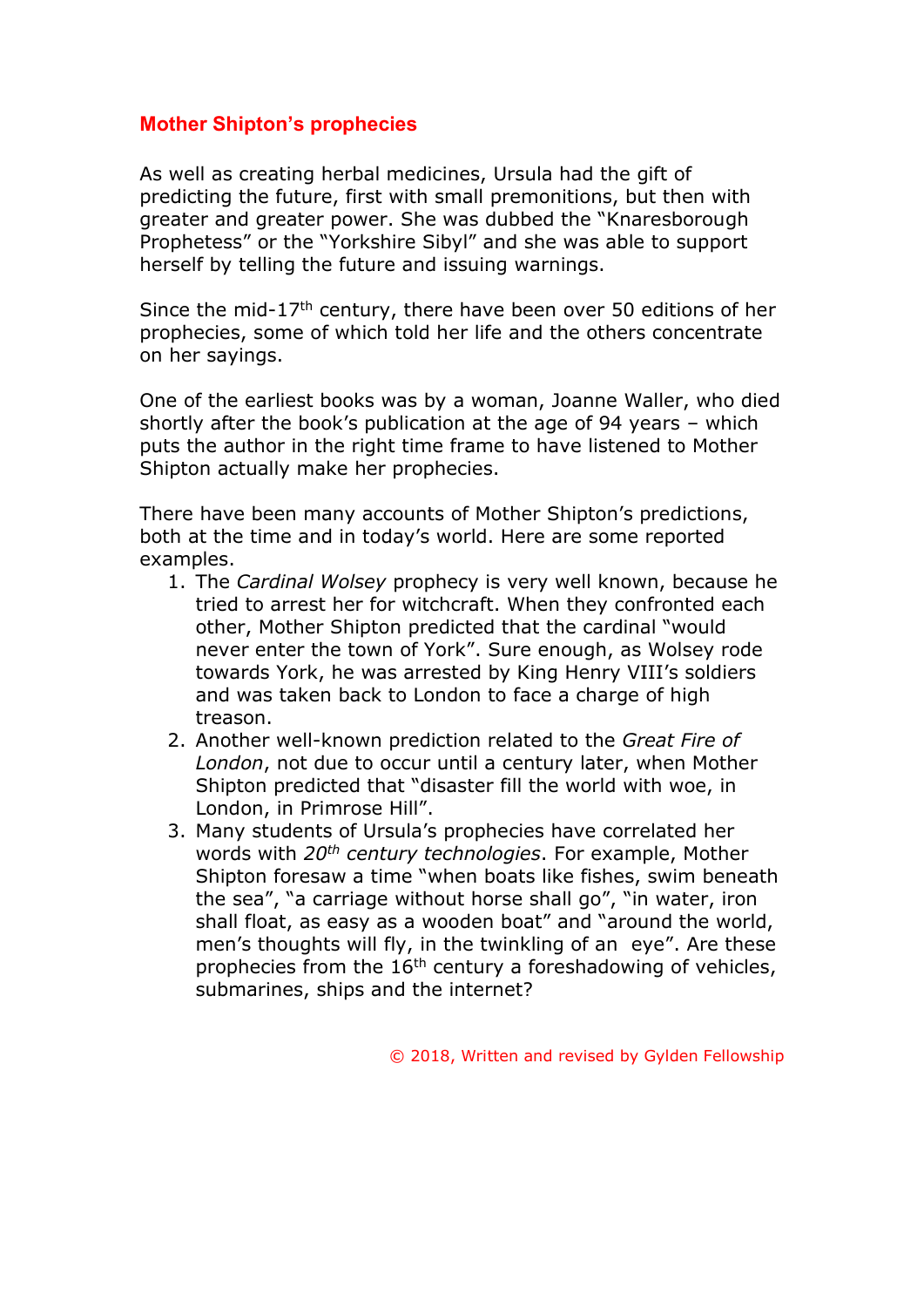## Mother Shipton's prophecies

As well as creating herbal medicines, Ursula had the gift of predicting the future, first with small premonitions, but then with greater and greater power. She was dubbed the "Knaresborough Prophetess" or the "Yorkshire Sibyl" and she was able to support herself by telling the future and issuing warnings.

Since the mid-17th century, there have been over 50 editions of her prophecies, some of which told her life and the others concentrate on her sayings.

One of the earliest books was by a woman, Joanne Waller, who died shortly after the book's publication at the age of 94 years – which puts the author in the right time frame to have listened to Mother Shipton actually make her prophecies.

There have been many accounts of Mother Shipton's predictions, both at the time and in today's world. Here are some reported examples.

1. The *Cardinal Wolsey* prophecy is very well known, because he tried to arrest her for witchcraft. When they confronted each other, Mother Shipton predicted that the cardinal "would never enter the town of York". Sure enough, as Wolsey rode towards York, he was arrested by King Henry VIII's soldiers and was taken back to London to face a charge of high treason.
2. Another well-known prediction related to the *Great Fire of London*, not due to occur until a century later, when Mother Shipton predicted that "disaster fill the world with woe, in London, in Primrose Hill".
3. Many students of Ursula's prophecies have correlated her words with *20th century technologies*. For example, Mother Shipton foresaw a time "when boats like fishes, swim beneath the sea", "a carriage without horse shall go", "in water, iron shall float, as easy as a wooden boat" and "around the world, men's thoughts will fly, in the twinkling of an eye". Are these prophecies from the 16th century a foreshadowing of vehicles, submarines, ships and the internet?

© 2018, Written and revised by Gylden Fellowship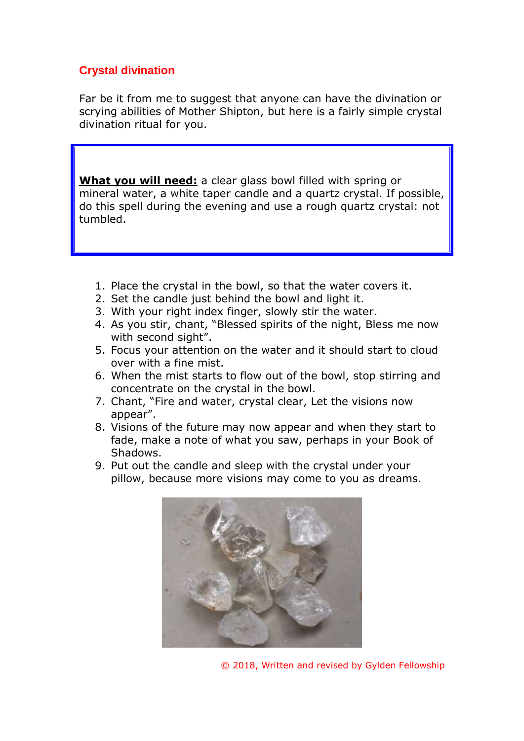## Crystal divination

Far be it from me to suggest that anyone can have the divination or scrying abilities of Mother Shipton, but here is a fairly simple crystal divination ritual for you.

**What you will need:** a clear glass bowl filled with spring or mineral water, a white taper candle and a quartz crystal. If possible, do this spell during the evening and use a rough quartz crystal: not tumbled.

1. Place the crystal in the bowl, so that the water covers it.
2. Set the candle just behind the bowl and light it.
3. With your right index finger, slowly stir the water.
4. As you stir, chant, "Blessed spirits of the night, Bless me now with second sight".
5. Focus your attention on the water and it should start to cloud over with a fine mist.
6. When the mist starts to flow out of the bowl, stop stirring and concentrate on the crystal in the bowl.
7. Chant, "Fire and water, crystal clear, Let the visions now appear".
8. Visions of the future may now appear and when they start to fade, make a note of what you saw, perhaps in your Book of Shadows.
9. Put out the candle and sleep with the crystal under your pillow, because more visions may come to you as dreams.

© 2018, Written and revised by Gylden Fellowship